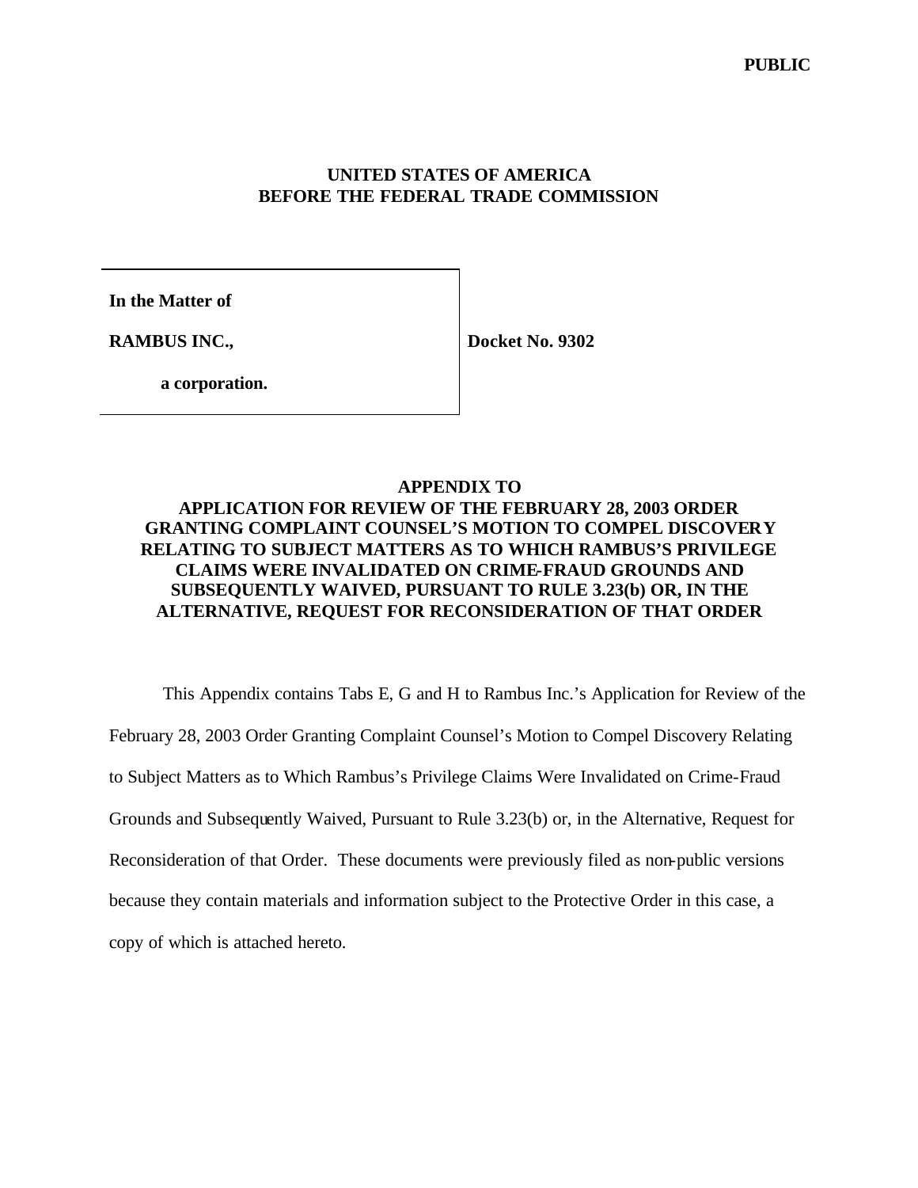**PUBLIC**

**UNITED STATES OF AMERICA**
**BEFORE THE FEDERAL TRADE COMMISSION**

| | |
|---|---|
| **In the Matter of** | |
| **RAMBUS INC.,** | **Docket No. 9302** |
| **a corporation.** | |

**APPENDIX TO**
**APPLICATION FOR REVIEW OF THE FEBRUARY 28, 2003 ORDER GRANTING COMPLAINT COUNSEL'S MOTION TO COMPEL DISCOVERY RELATING TO SUBJECT MATTERS AS TO WHICH RAMBUS'S PRIVILEGE CLAIMS WERE INVALIDATED ON CRIME-FRAUD GROUNDS AND SUBSEQUENTLY WAIVED, PURSUANT TO RULE 3.23(b) OR, IN THE ALTERNATIVE, REQUEST FOR RECONSIDERATION OF THAT ORDER**

This Appendix contains Tabs E, G and H to Rambus Inc.'s Application for Review of the February 28, 2003 Order Granting Complaint Counsel's Motion to Compel Discovery Relating to Subject Matters as to Which Rambus's Privilege Claims Were Invalidated on Crime-Fraud Grounds and Subsequently Waived, Pursuant to Rule 3.23(b) or, in the Alternative, Request for Reconsideration of that Order. These documents were previously filed as non-public versions because they contain materials and information subject to the Protective Order in this case, a copy of which is attached hereto.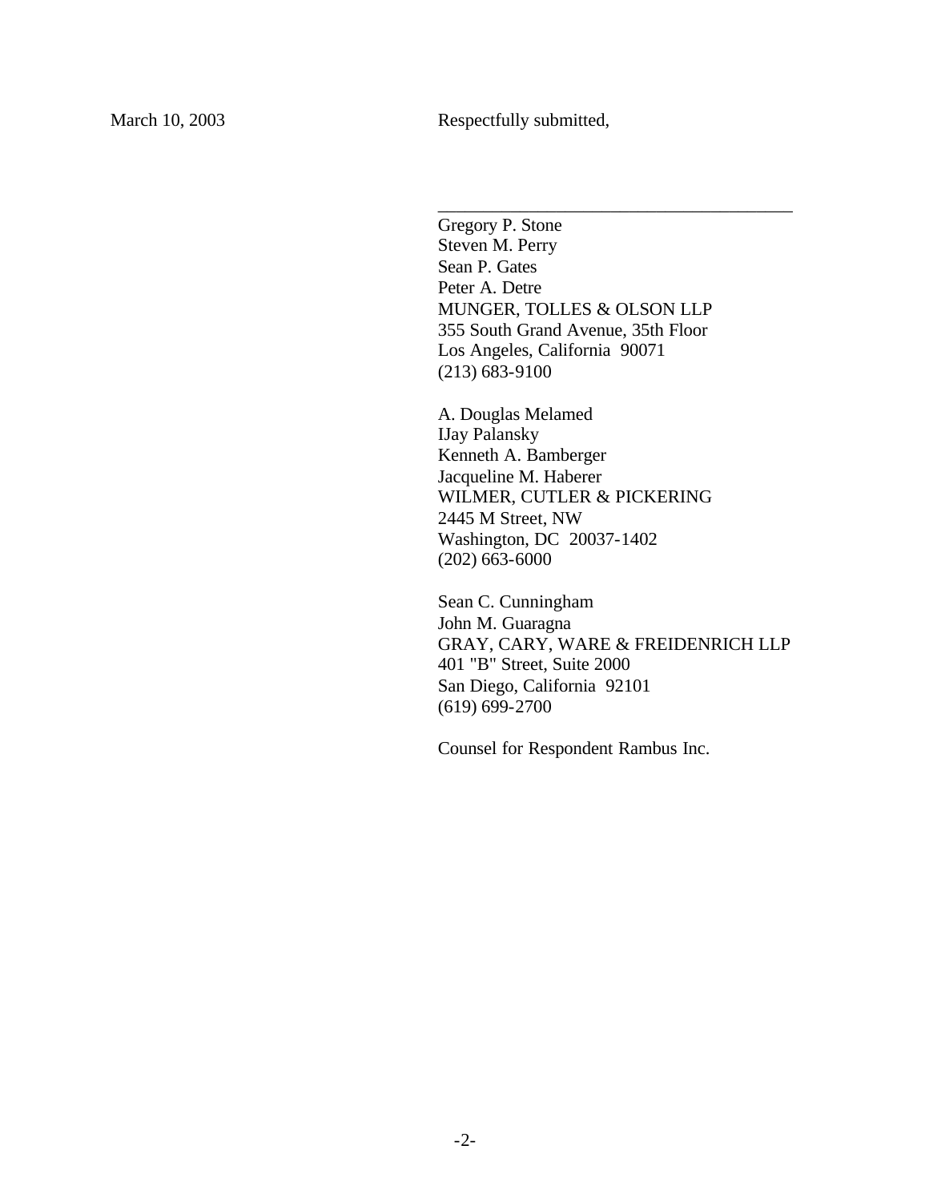March 10, 2003 Respectfully submitted,

\_\_\_\_\_\_\_\_\_\_\_\_\_\_\_\_\_\_\_\_\_\_\_\_\_\_\_\_\_\_\_\_\_\_\_\_\_\_\_\_

Gregory P. Stone
Steven M. Perry
Sean P. Gates
Peter A. Detre
MUNGER, TOLLES & OLSON LLP
355 South Grand Avenue, 35th Floor
Los Angeles, California 90071
(213) 683-9100

A. Douglas Melamed
IJay Palansky
Kenneth A. Bamberger
Jacqueline M. Haberer
WILMER, CUTLER & PICKERING
2445 M Street, NW
Washington, DC 20037-1402
(202) 663-6000

Sean C. Cunningham
John M. Guaragna
GRAY, CARY, WARE & FREIDENRICH LLP
401 "B" Street, Suite 2000
San Diego, California 92101
(619) 699-2700

Counsel for Respondent Rambus Inc.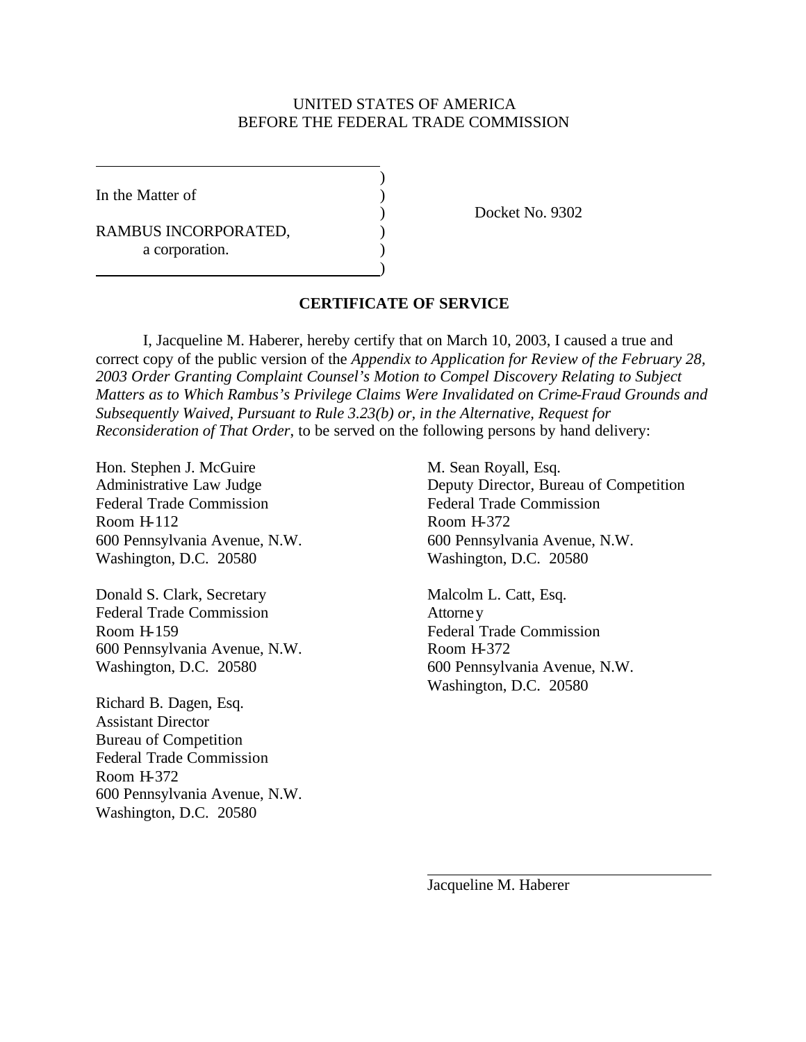UNITED STATES OF AMERICA
BEFORE THE FEDERAL TRADE COMMISSION

| | | |
|---|---|---|
| In the Matter of<br><br>RAMBUS INCORPORATED,<br>a corporation. | ) | Docket No. 9302 |

## CERTIFICATE OF SERVICE

I, Jacqueline M. Haberer, hereby certify that on March 10, 2003, I caused a true and correct copy of the public version of the *Appendix to Application for Review of the February 28, 2003 Order Granting Complaint Counsel's Motion to Compel Discovery Relating to Subject Matters as to Which Rambus's Privilege Claims Were Invalidated on Crime-Fraud Grounds and Subsequently Waived, Pursuant to Rule 3.23(b) or, in the Alternative, Request for Reconsideration of That Order,* to be served on the following persons by hand delivery:

Hon. Stephen J. McGuire
Administrative Law Judge
Federal Trade Commission
Room H-112
600 Pennsylvania Avenue, N.W.
Washington, D.C. 20580

Donald S. Clark, Secretary
Federal Trade Commission
Room H-159
600 Pennsylvania Avenue, N.W.
Washington, D.C. 20580

Richard B. Dagen, Esq.
Assistant Director
Bureau of Competition
Federal Trade Commission
Room H-372
600 Pennsylvania Avenue, N.W.
Washington, D.C. 20580

M. Sean Royall, Esq.
Deputy Director, Bureau of Competition
Federal Trade Commission
Room H-372
600 Pennsylvania Avenue, N.W.
Washington, D.C. 20580

Malcolm L. Catt, Esq.
Attorney
Federal Trade Commission
Room H-372
600 Pennsylvania Avenue, N.W.
Washington, D.C. 20580

Jacqueline M. Haberer